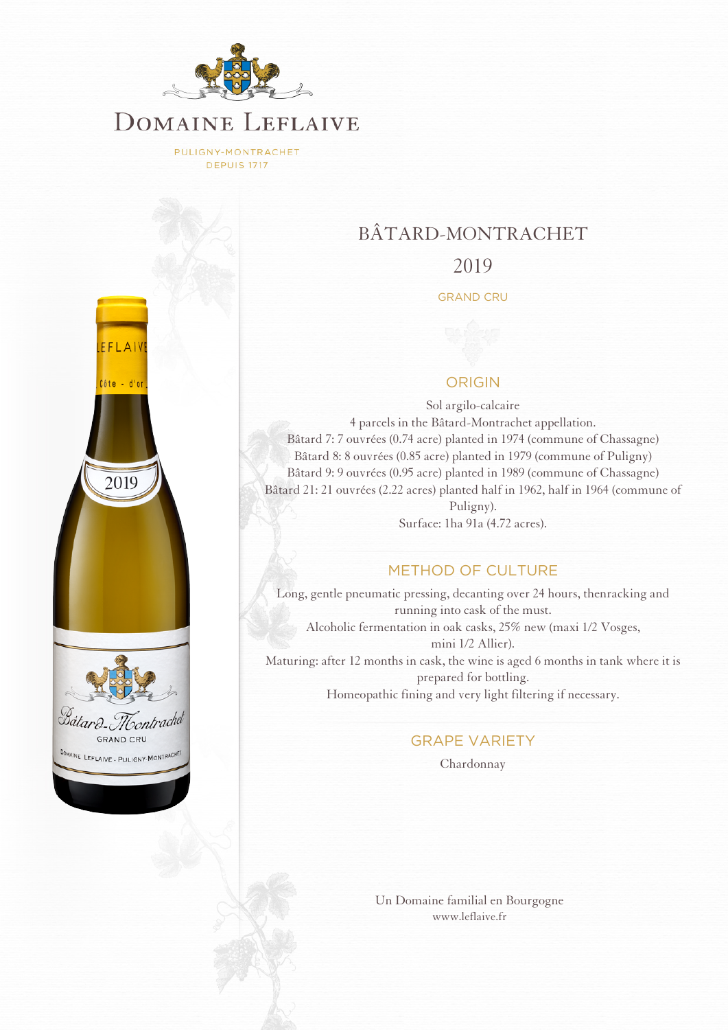# DOMAINE LEFLAIVE

PULIGNY-MONTRACHET
DEPUIS 1717

## BÂTARD-MONTRACHET

## 2019

GRAND CRU

### ORIGIN

Sol argilo-calcaire
4 parcels in the Bâtard-Montrachet appellation.
Bâtard 7: 7 ouvrées (0.74 acre) planted in 1974 (commune of Chassagne)
Bâtard 8: 8 ouvrées (0.85 acre) planted in 1979 (commune of Puligny)
Bâtard 9: 9 ouvrées (0.95 acre) planted in 1989 (commune of Chassagne)
Bâtard 21: 21 ouvrées (2.22 acres) planted half in 1962, half in 1964 (commune of Puligny).
Surface: 1ha 91a (4.72 acres).

### METHOD OF CULTURE

Long, gentle pneumatic pressing, decanting over 24 hours, thenracking and running into cask of the must.
Alcoholic fermentation in oak casks, 25% new (maxi 1/2 Vosges, mini 1/2 Allier).
Maturing: after 12 months in cask, the wine is aged 6 months in tank where it is prepared for bottling.
Homeopathic fining and very light filtering if necessary.

### GRAPE VARIETY

Chardonnay

Un Domaine familial en Bourgogne
www.leflaive.fr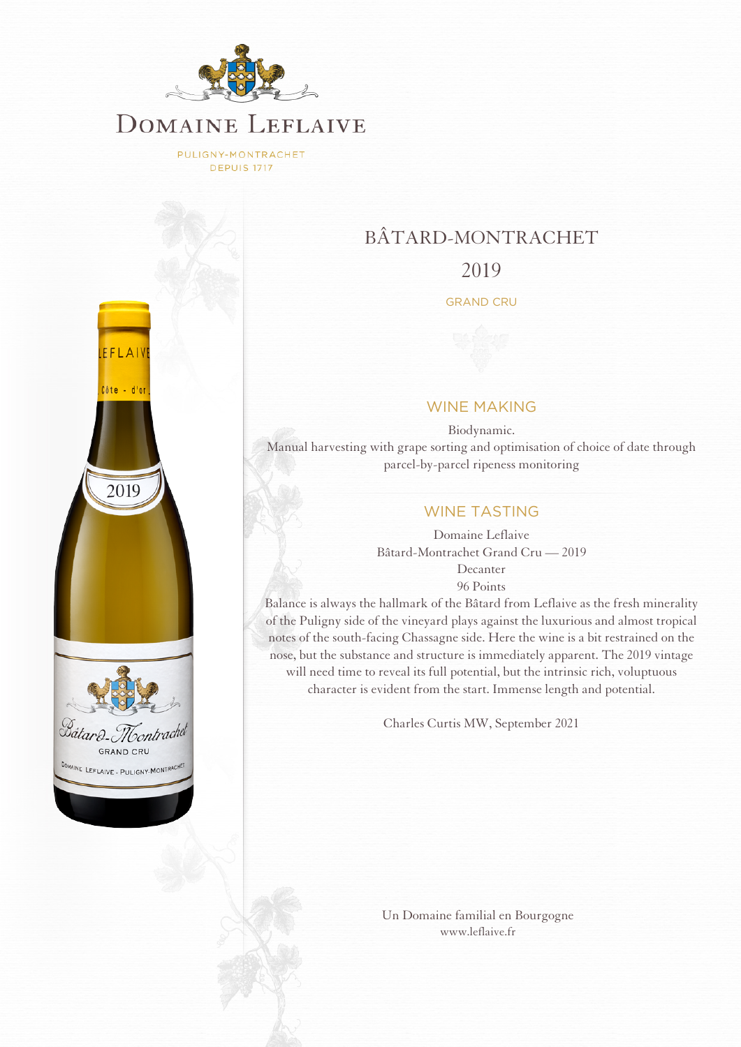# DOMAINE LEFLAIVE

PULIGNY-MONTRACHET
DEPUIS 1717

## BÂTARD-MONTRACHET

## 2019

GRAND CRU

### WINE MAKING

Biodynamic.
Manual harvesting with grape sorting and optimisation of choice of date through parcel-by-parcel ripeness monitoring

### WINE TASTING

Domaine Leflaive
Bâtard-Montrachet Grand Cru — 2019
Decanter
96 Points

Balance is always the hallmark of the Bâtard from Leflaive as the fresh minerality of the Puligny side of the vineyard plays against the luxurious and almost tropical notes of the south-facing Chassagne side. Here the wine is a bit restrained on the nose, but the substance and structure is immediately apparent. The 2019 vintage will need time to reveal its full potential, but the intrinsic rich, voluptuous character is evident from the start. Immense length and potential.

Charles Curtis MW, September 2021

Un Domaine familial en Bourgogne
www.leflaive.fr